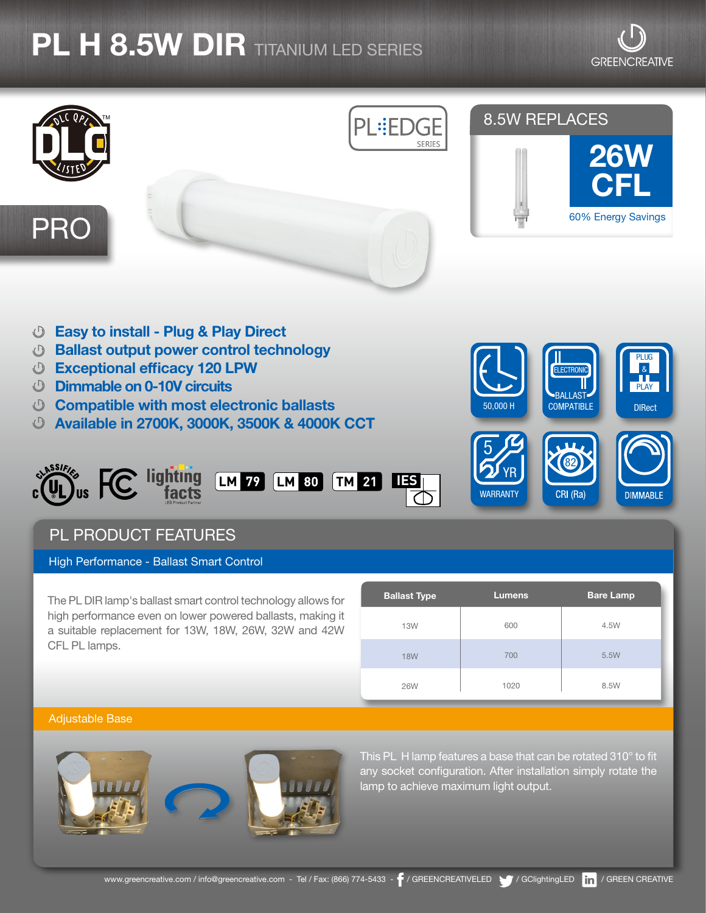# PL H 8.5W DIR TITANIUM LED SERIES

GREENCREATIVE

PL EDGE SERIES

PRO

## 8.5W REPLACES

**26W CFL**

60% Energy Savings

- **Easy to install - Plug & Play Direct**
- **Ballast output power control technology**
- **Exceptional efficacy 120 LPW**
- **Dimmable on 0-10V circuits**
- **Compatible with most electronic ballasts**
- **Available in 2700K, 3000K, 3500K & 4000K CCT**

50,000 H | ELECTRONIC BALLAST COMPATIBLE | PLUG & PLAY DIRect | 5 YR WARRANTY | 82 CRI (Ra) | DIMMABLE

LM 79 | LM 80 | TM 21 | IES

## PL PRODUCT FEATURES

### High Performance - Ballast Smart Control

The PL DIR lamp's ballast smart control technology allows for high performance even on lower powered ballasts, making it a suitable replacement for 13W, 18W, 26W, 32W and 42W CFL PL lamps.

| Ballast Type | Lumens | Bare Lamp |
|---|---|---|
| 13W | 600 | 4.5W |
| 18W | 700 | 5.5W |
| 26W | 1020 | 8.5W |

### Adjustable Base

This PL H lamp features a base that can be rotated 310° to fit any socket configuration. After installation simply rotate the lamp to achieve maximum light output.

www.greencreative.com / info@greencreative.com - Tel / Fax: (866) 774-5433 - / GREENCREATIVELED / GClightingLED / GREEN CREATIVE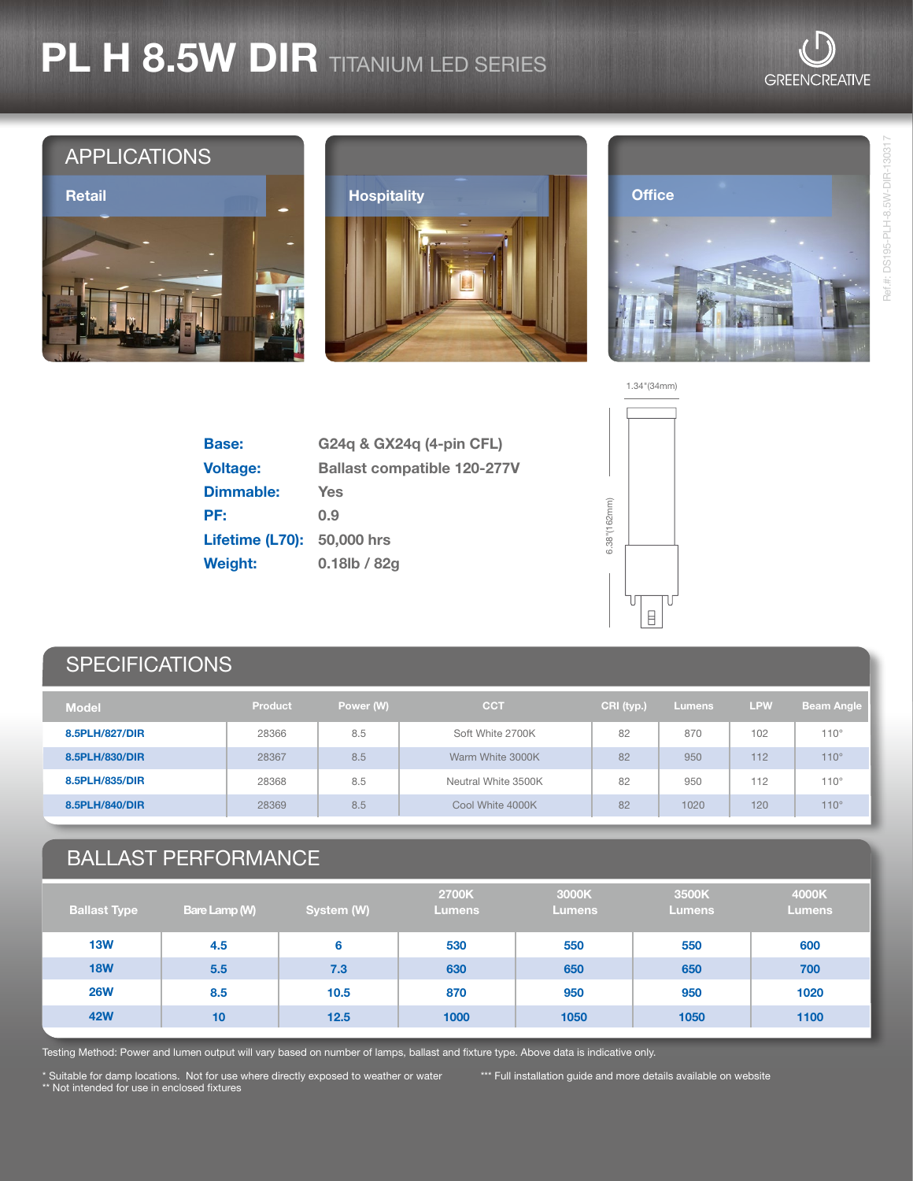# PL H 8.5W DIR TITANIUM LED SERIES

GREENCREATIVE

## APPLICATIONS

Retail

Hospitality

Office

1.34"(34mm)

6.38"(162mm)

**Base:** G24q & GX24q (4-pin CFL)
**Voltage:** Ballast compatible 120-277V
**Dimmable:** Yes
**PF:** 0.9
**Lifetime (L70):** 50,000 hrs
**Weight:** 0.18lb / 82g

## SPECIFICATIONS

| Model | Product | Power (W) | CCT | CRI (typ.) | Lumens | LPW | Beam Angle |
|---|---|---|---|---|---|---|---|
| 8.5PLH/827/DIR | 28366 | 8.5 | Soft White 2700K | 82 | 870 | 102 | 110° |
| 8.5PLH/830/DIR | 28367 | 8.5 | Warm White 3000K | 82 | 950 | 112 | 110° |
| 8.5PLH/835/DIR | 28368 | 8.5 | Neutral White 3500K | 82 | 950 | 112 | 110° |
| 8.5PLH/840/DIR | 28369 | 8.5 | Cool White 4000K | 82 | 1020 | 120 | 110° |

## BALLAST PERFORMANCE

| Ballast Type | Bare Lamp (W) | System (W) | 2700K Lumens | 3000K Lumens | 3500K Lumens | 4000K Lumens |
|---|---|---|---|---|---|---|
| 13W | 4.5 | 6 | 530 | 550 | 550 | 600 |
| 18W | 5.5 | 7.3 | 630 | 650 | 650 | 700 |
| 26W | 8.5 | 10.5 | 870 | 950 | 950 | 1020 |
| 42W | 10 | 12.5 | 1000 | 1050 | 1050 | 1100 |

Testing Method: Power and lumen output will vary based on number of lamps, ballast and fixture type. Above data is indicative only.

\* Suitable for damp locations. Not for use where directly exposed to weather or water
\*\* Not intended for use in enclosed fixtures
\*\*\* Full installation guide and more details available on website